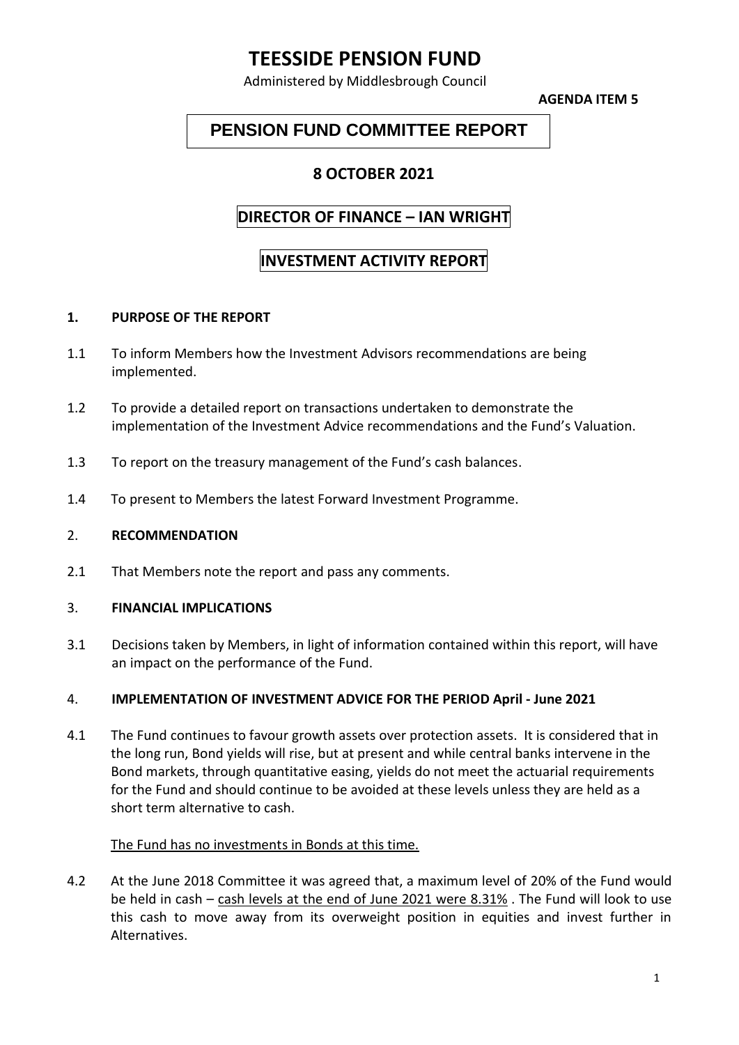# TEESSIDE PENSION FUND

Administered by Middlesbrough Council

**AGENDA ITEM 5**

## PENSION FUND COMMITTEE REPORT

### 8 OCTOBER 2021

### DIRECTOR OF FINANCE – IAN WRIGHT

### INVESTMENT ACTIVITY REPORT

**1. PURPOSE OF THE REPORT**

1.1 To inform Members how the Investment Advisors recommendations are being implemented.

1.2 To provide a detailed report on transactions undertaken to demonstrate the implementation of the Investment Advice recommendations and the Fund's Valuation.

1.3 To report on the treasury management of the Fund's cash balances.

1.4 To present to Members the latest Forward Investment Programme.

**2. RECOMMENDATION**

2.1 That Members note the report and pass any comments.

**3. FINANCIAL IMPLICATIONS**

3.1 Decisions taken by Members, in light of information contained within this report, will have an impact on the performance of the Fund.

**4. IMPLEMENTATION OF INVESTMENT ADVICE FOR THE PERIOD April - June 2021**

4.1 The Fund continues to favour growth assets over protection assets. It is considered that in the long run, Bond yields will rise, but at present and while central banks intervene in the Bond markets, through quantitative easing, yields do not meet the actuarial requirements for the Fund and should continue to be avoided at these levels unless they are held as a short term alternative to cash.

The Fund has no investments in Bonds at this time.

4.2 At the June 2018 Committee it was agreed that, a maximum level of 20% of the Fund would be held in cash – cash levels at the end of June 2021 were 8.31% . The Fund will look to use this cash to move away from its overweight position in equities and invest further in Alternatives.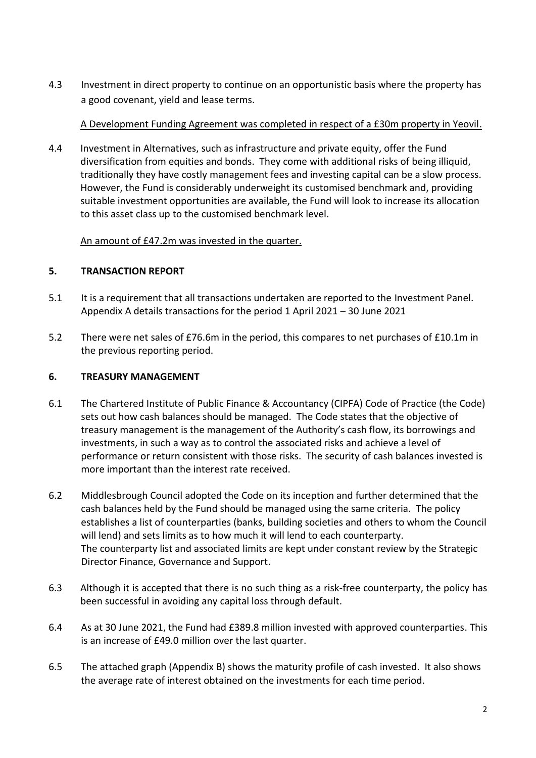4.3 Investment in direct property to continue on an opportunistic basis where the property has a good covenant, yield and lease terms.

<u>A Development Funding Agreement was completed in respect of a £30m property in Yeovil.</u>

4.4 Investment in Alternatives, such as infrastructure and private equity, offer the Fund diversification from equities and bonds. They come with additional risks of being illiquid, traditionally they have costly management fees and investing capital can be a slow process. However, the Fund is considerably underweight its customised benchmark and, providing suitable investment opportunities are available, the Fund will look to increase its allocation to this asset class up to the customised benchmark level.

<u>An amount of £47.2m was invested in the quarter.</u>

## 5. TRANSACTION REPORT

5.1 It is a requirement that all transactions undertaken are reported to the Investment Panel. Appendix A details transactions for the period 1 April 2021 – 30 June 2021

5.2 There were net sales of £76.6m in the period, this compares to net purchases of £10.1m in the previous reporting period.

## 6. TREASURY MANAGEMENT

6.1 The Chartered Institute of Public Finance & Accountancy (CIPFA) Code of Practice (the Code) sets out how cash balances should be managed. The Code states that the objective of treasury management is the management of the Authority's cash flow, its borrowings and investments, in such a way as to control the associated risks and achieve a level of performance or return consistent with those risks. The security of cash balances invested is more important than the interest rate received.

6.2 Middlesbrough Council adopted the Code on its inception and further determined that the cash balances held by the Fund should be managed using the same criteria. The policy establishes a list of counterparties (banks, building societies and others to whom the Council will lend) and sets limits as to how much it will lend to each counterparty. The counterparty list and associated limits are kept under constant review by the Strategic Director Finance, Governance and Support.

6.3 Although it is accepted that there is no such thing as a risk-free counterparty, the policy has been successful in avoiding any capital loss through default.

6.4 As at 30 June 2021, the Fund had £389.8 million invested with approved counterparties. This is an increase of £49.0 million over the last quarter.

6.5 The attached graph (Appendix B) shows the maturity profile of cash invested. It also shows the average rate of interest obtained on the investments for each time period.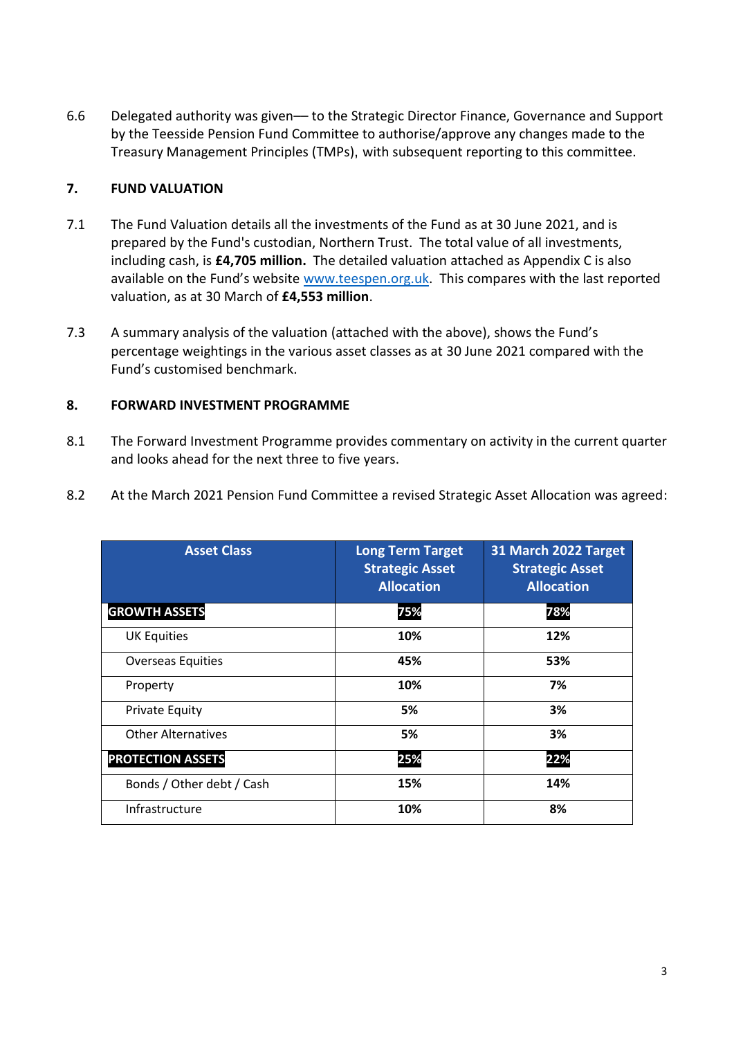6.6 Delegated authority was given— to the Strategic Director Finance, Governance and Support by the Teesside Pension Fund Committee to authorise/approve any changes made to the Treasury Management Principles (TMPs), with subsequent reporting to this committee.

## 7. FUND VALUATION

7.1 The Fund Valuation details all the investments of the Fund as at 30 June 2021, and is prepared by the Fund's custodian, Northern Trust. The total value of all investments, including cash, is **£4,705 million.** The detailed valuation attached as Appendix C is also available on the Fund's website www.teespen.org.uk. This compares with the last reported valuation, as at 30 March of **£4,553 million**.

7.3 A summary analysis of the valuation (attached with the above), shows the Fund's percentage weightings in the various asset classes as at 30 June 2021 compared with the Fund's customised benchmark.

## 8. FORWARD INVESTMENT PROGRAMME

8.1 The Forward Investment Programme provides commentary on activity in the current quarter and looks ahead for the next three to five years.

8.2 At the March 2021 Pension Fund Committee a revised Strategic Asset Allocation was agreed:

| Asset Class | Long Term Target Strategic Asset Allocation | 31 March 2022 Target Strategic Asset Allocation |
|---|---|---|
| **GROWTH ASSETS** | **75%** | **78%** |
| UK Equities | **10%** | **12%** |
| Overseas Equities | **45%** | **53%** |
| Property | **10%** | **7%** |
| Private Equity | **5%** | **3%** |
| Other Alternatives | **5%** | **3%** |
| **PROTECTION ASSETS** | **25%** | **22%** |
| Bonds / Other debt / Cash | **15%** | **14%** |
| Infrastructure | **10%** | **8%** |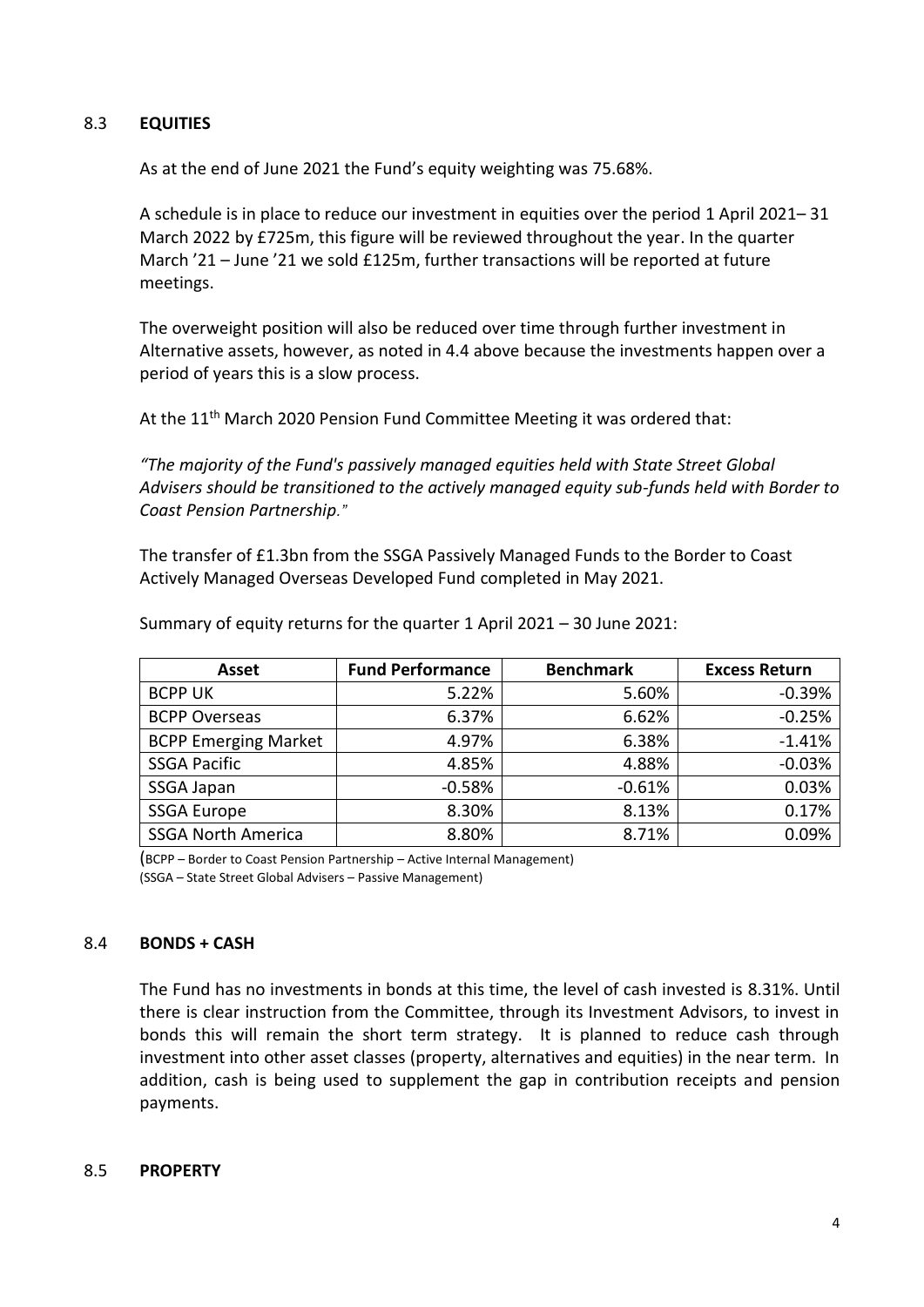## 8.3 EQUITIES

As at the end of June 2021 the Fund's equity weighting was 75.68%.

A schedule is in place to reduce our investment in equities over the period 1 April 2021– 31 March 2022 by £725m, this figure will be reviewed throughout the year. In the quarter March '21 – June '21 we sold £125m, further transactions will be reported at future meetings.

The overweight position will also be reduced over time through further investment in Alternative assets, however, as noted in 4.4 above because the investments happen over a period of years this is a slow process.

At the 11th March 2020 Pension Fund Committee Meeting it was ordered that:

*"The majority of the Fund's passively managed equities held with State Street Global Advisers should be transitioned to the actively managed equity sub-funds held with Border to Coast Pension Partnership."*

The transfer of £1.3bn from the SSGA Passively Managed Funds to the Border to Coast Actively Managed Overseas Developed Fund completed in May 2021.

Summary of equity returns for the quarter 1 April 2021 – 30 June 2021:

| Asset | Fund Performance | Benchmark | Excess Return |
|---|---|---|---|
| BCPP UK | 5.22% | 5.60% | -0.39% |
| BCPP Overseas | 6.37% | 6.62% | -0.25% |
| BCPP Emerging Market | 4.97% | 6.38% | -1.41% |
| SSGA Pacific | 4.85% | 4.88% | -0.03% |
| SSGA Japan | -0.58% | -0.61% | 0.03% |
| SSGA Europe | 8.30% | 8.13% | 0.17% |
| SSGA North America | 8.80% | 8.71% | 0.09% |

(BCPP – Border to Coast Pension Partnership – Active Internal Management)
(SSGA – State Street Global Advisers – Passive Management)

## 8.4 BONDS + CASH

The Fund has no investments in bonds at this time, the level of cash invested is 8.31%. Until there is clear instruction from the Committee, through its Investment Advisors, to invest in bonds this will remain the short term strategy. It is planned to reduce cash through investment into other asset classes (property, alternatives and equities) in the near term. In addition, cash is being used to supplement the gap in contribution receipts and pension payments.

## 8.5 PROPERTY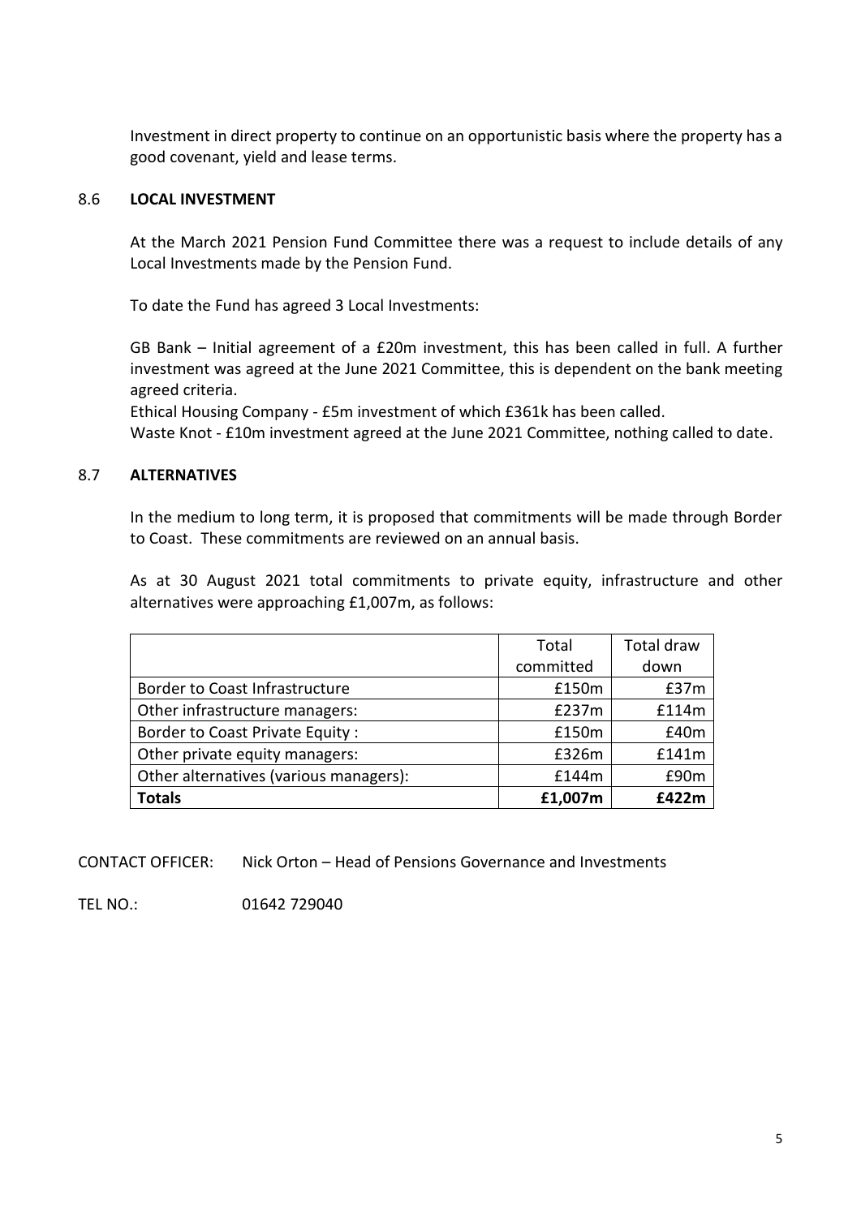Investment in direct property to continue on an opportunistic basis where the property has a good covenant, yield and lease terms.

## 8.6 LOCAL INVESTMENT

At the March 2021 Pension Fund Committee there was a request to include details of any Local Investments made by the Pension Fund.

To date the Fund has agreed 3 Local Investments:

GB Bank – Initial agreement of a £20m investment, this has been called in full. A further investment was agreed at the June 2021 Committee, this is dependent on the bank meeting agreed criteria.
Ethical Housing Company - £5m investment of which £361k has been called.
Waste Knot - £10m investment agreed at the June 2021 Committee, nothing called to date.

## 8.7 ALTERNATIVES

In the medium to long term, it is proposed that commitments will be made through Border to Coast. These commitments are reviewed on an annual basis.

As at 30 August 2021 total commitments to private equity, infrastructure and other alternatives were approaching £1,007m, as follows:

| | Total committed | Total draw down |
|---|---|---|
| Border to Coast Infrastructure | £150m | £37m |
| Other infrastructure managers: | £237m | £114m |
| Border to Coast Private Equity : | £150m | £40m |
| Other private equity managers: | £326m | £141m |
| Other alternatives (various managers): | £144m | £90m |
| **Totals** | **£1,007m** | **£422m** |

CONTACT OFFICER: Nick Orton – Head of Pensions Governance and Investments

TEL NO.: 01642 729040